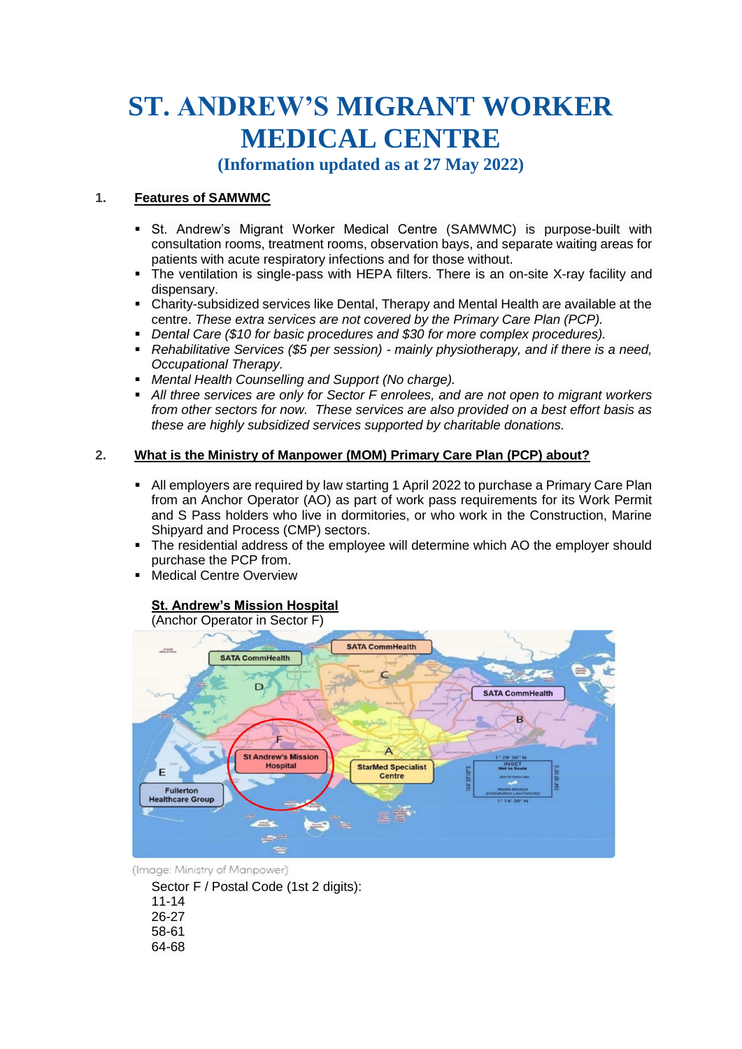# ST. ANDREW'S MIGRANT WORKER MEDICAL CENTRE

## (Information updated as at 27 May 2022)

### 1. Features of SAMWMC

- St. Andrew's Migrant Worker Medical Centre (SAMWMC) is purpose-built with consultation rooms, treatment rooms, observation bays, and separate waiting areas for patients with acute respiratory infections and for those without.
- The ventilation is single-pass with HEPA filters. There is an on-site X-ray facility and dispensary.
- Charity-subsidized services like Dental, Therapy and Mental Health are available at the centre. *These extra services are not covered by the Primary Care Plan (PCP).*
- *Dental Care ($10 for basic procedures and $30 for more complex procedures).*
- *Rehabilitative Services ($5 per session) - mainly physiotherapy, and if there is a need, Occupational Therapy.*
- *Mental Health Counselling and Support (No charge).*
- *All three services are only for Sector F enrolees, and are not open to migrant workers from other sectors for now. These services are also provided on a best effort basis as these are highly subsidized services supported by charitable donations.*

### 2. What is the Ministry of Manpower (MOM) Primary Care Plan (PCP) about?

- All employers are required by law starting 1 April 2022 to purchase a Primary Care Plan from an Anchor Operator (AO) as part of work pass requirements for its Work Permit and S Pass holders who live in dormitories, or who work in the Construction, Marine Shipyard and Process (CMP) sectors.
- The residential address of the employee will determine which AO the employer should purchase the PCP from.
- Medical Centre Overview

**St. Andrew's Mission Hospital**
(Anchor Operator in Sector F)

(Image: Ministry of Manpower)

Sector F / Postal Code (1st 2 digits):
11-14
26-27
58-61
64-68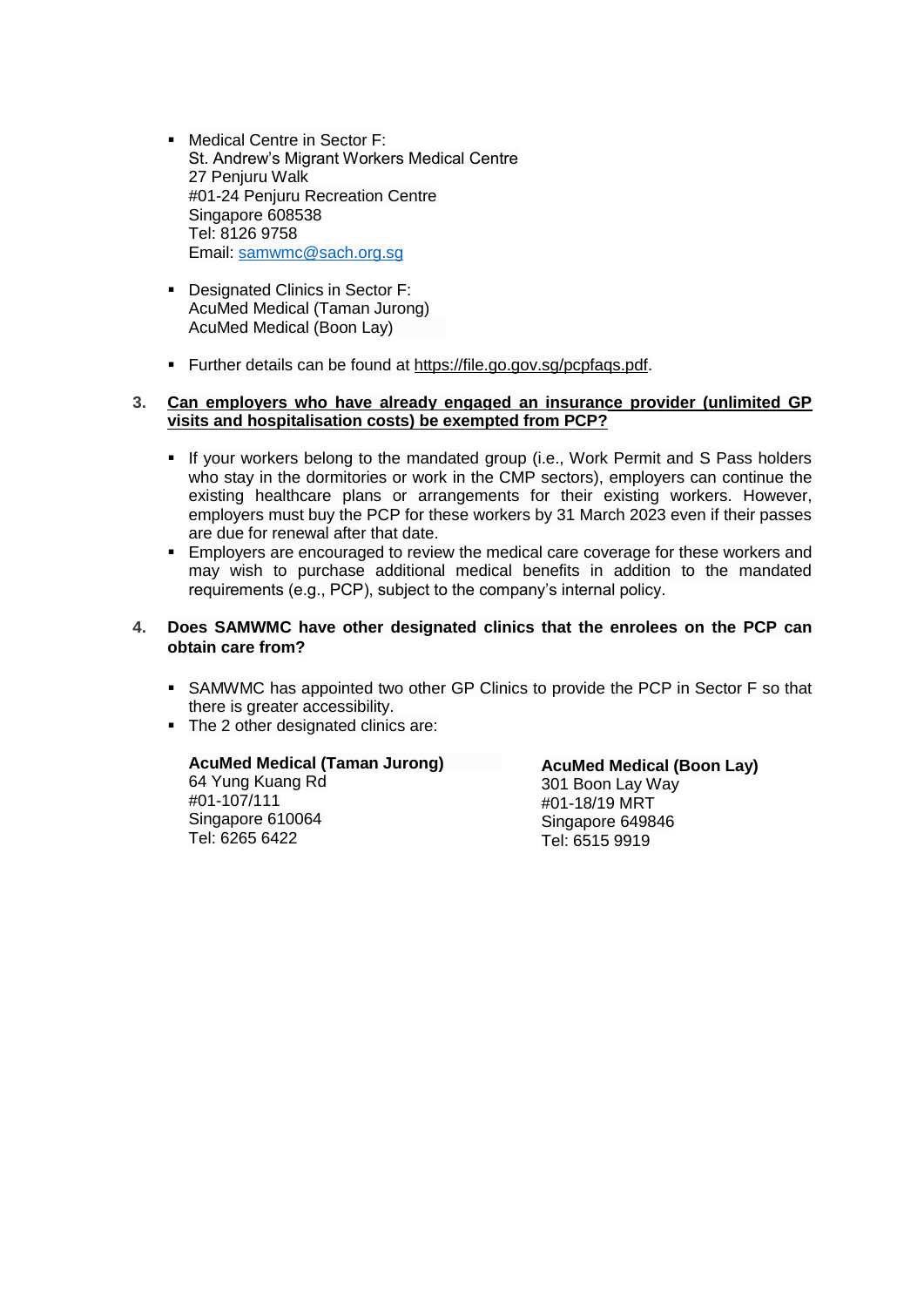- Medical Centre in Sector F:  
  St. Andrew's Migrant Workers Medical Centre  
  27 Penjuru Walk  
  #01-24 Penjuru Recreation Centre  
  Singapore 608538  
  Tel: 8126 9758  
  Email: samwmc@sach.org.sg

- Designated Clinics in Sector F:  
  AcuMed Medical (Taman Jurong)  
  AcuMed Medical (Boon Lay)

- Further details can be found at https://file.go.gov.sg/pcpfaqs.pdf.

**3. Can employers who have already engaged an insurance provider (unlimited GP visits and hospitalisation costs) be exempted from PCP?**

- If your workers belong to the mandated group (i.e., Work Permit and S Pass holders who stay in the dormitories or work in the CMP sectors), employers can continue the existing healthcare plans or arrangements for their existing workers. However, employers must buy the PCP for these workers by 31 March 2023 even if their passes are due for renewal after that date.
- Employers are encouraged to review the medical care coverage for these workers and may wish to purchase additional medical benefits in addition to the mandated requirements (e.g., PCP), subject to the company's internal policy.

**4. Does SAMWMC have other designated clinics that the enrolees on the PCP can obtain care from?**

- SAMWMC has appointed two other GP Clinics to provide the PCP in Sector F so that there is greater accessibility.
- The 2 other designated clinics are:

**AcuMed Medical (Taman Jurong)**  
64 Yung Kuang Rd  
#01-107/111  
Singapore 610064  
Tel: 6265 6422

**AcuMed Medical (Boon Lay)**  
301 Boon Lay Way  
#01-18/19 MRT  
Singapore 649846  
Tel: 6515 9919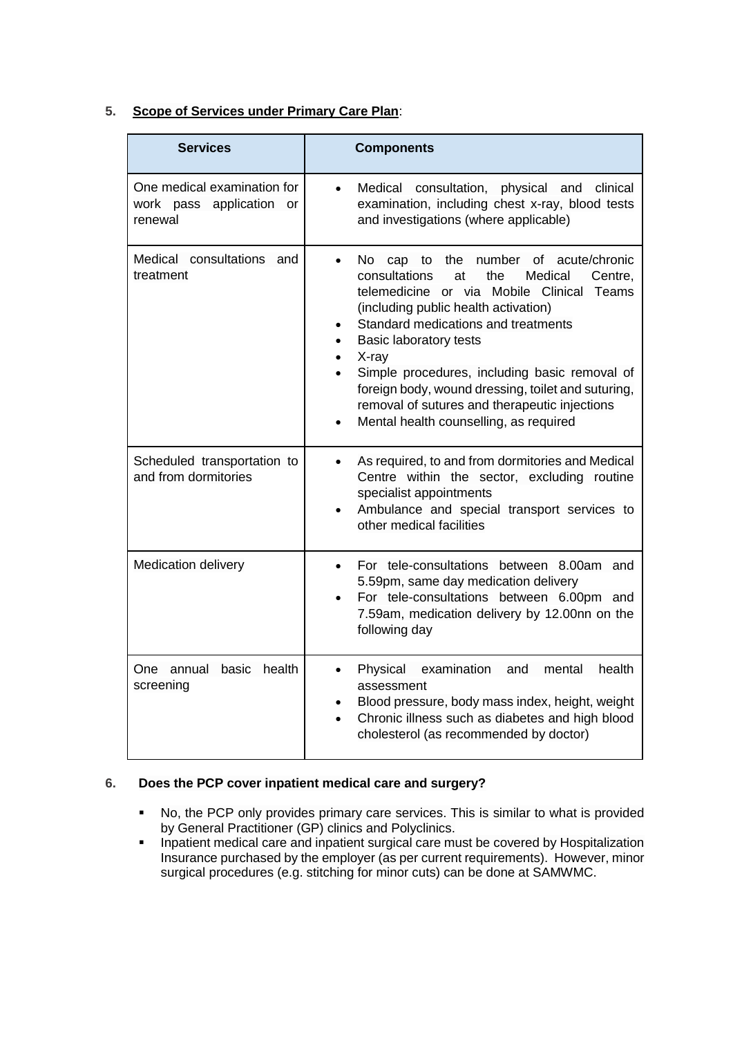5. **Scope of Services under Primary Care Plan**:

| Services | Components |
| --- | --- |
| One medical examination for work pass application or renewal | • Medical consultation, physical and clinical examination, including chest x-ray, blood tests and investigations (where applicable) |
| Medical consultations and treatment | • No cap to the number of acute/chronic consultations at the Medical Centre, telemedicine or via Mobile Clinical Teams (including public health activation)<br>• Standard medications and treatments<br>• Basic laboratory tests<br>• X-ray<br>• Simple procedures, including basic removal of foreign body, wound dressing, toilet and suturing, removal of sutures and therapeutic injections<br>• Mental health counselling, as required |
| Scheduled transportation to and from dormitories | • As required, to and from dormitories and Medical Centre within the sector, excluding routine specialist appointments<br>• Ambulance and special transport services to other medical facilities |
| Medication delivery | • For tele-consultations between 8.00am and 5.59pm, same day medication delivery<br>• For tele-consultations between 6.00pm and 7.59am, medication delivery by 12.00nn on the following day |
| One annual basic health screening | • Physical examination and mental health assessment<br>• Blood pressure, body mass index, height, weight<br>• Chronic illness such as diabetes and high blood cholesterol (as recommended by doctor) |

6. **Does the PCP cover inpatient medical care and surgery?**

- No, the PCP only provides primary care services. This is similar to what is provided by General Practitioner (GP) clinics and Polyclinics.
- Inpatient medical care and inpatient surgical care must be covered by Hospitalization Insurance purchased by the employer (as per current requirements). However, minor surgical procedures (e.g. stitching for minor cuts) can be done at SAMWMC.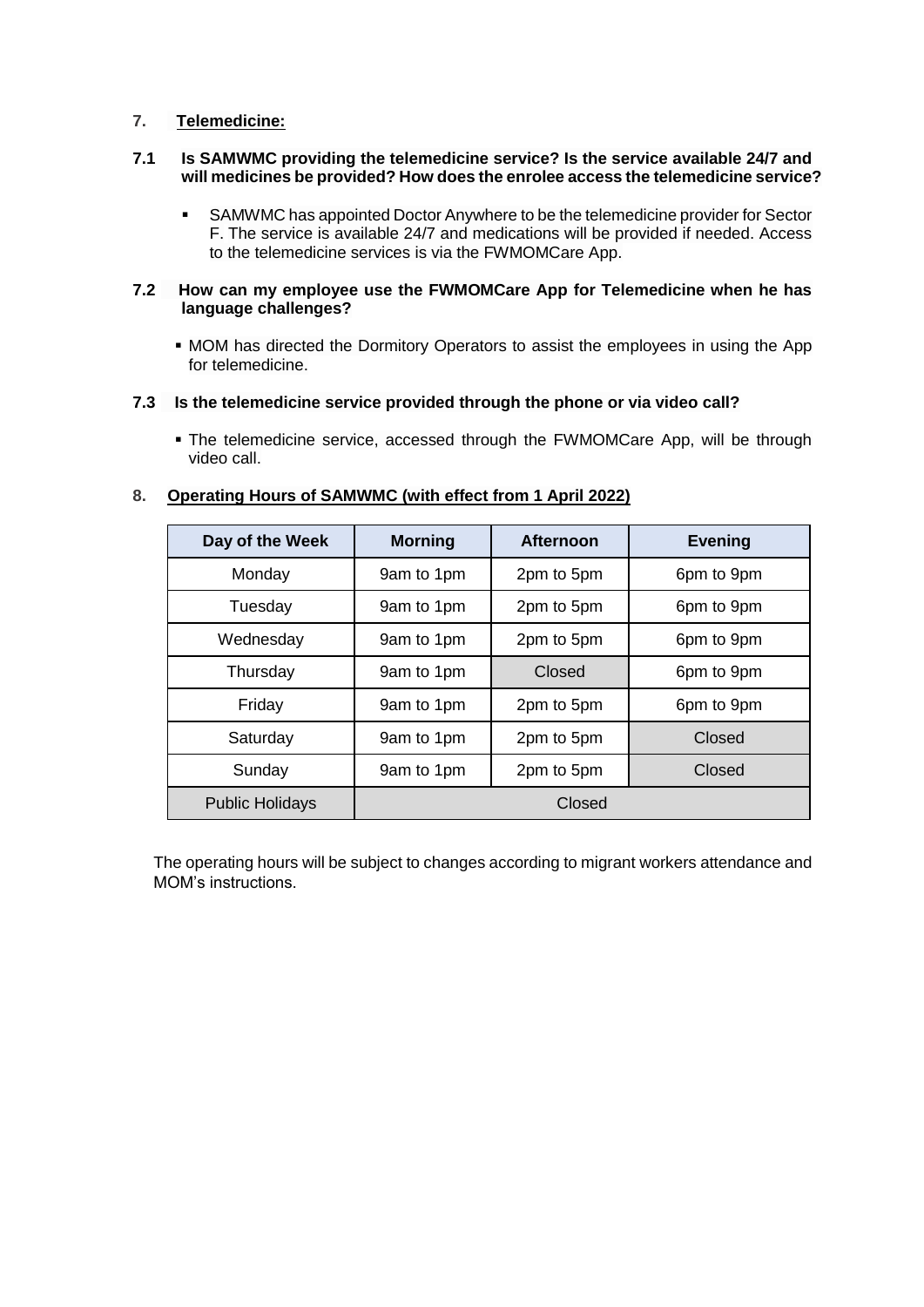## 7. Telemedicine:

### 7.1 Is SAMWMC providing the telemedicine service? Is the service available 24/7 and will medicines be provided? How does the enrolee access the telemedicine service?

- SAMWMC has appointed Doctor Anywhere to be the telemedicine provider for Sector F. The service is available 24/7 and medications will be provided if needed. Access to the telemedicine services is via the FWMOMCare App.

### 7.2 How can my employee use the FWMOMCare App for Telemedicine when he has language challenges?

- MOM has directed the Dormitory Operators to assist the employees in using the App for telemedicine.

### 7.3 Is the telemedicine service provided through the phone or via video call?

- The telemedicine service, accessed through the FWMOMCare App, will be through video call.

## 8. Operating Hours of SAMWMC (with effect from 1 April 2022)

| Day of the Week | Morning | Afternoon | Evening |
|---|---|---|---|
| Monday | 9am to 1pm | 2pm to 5pm | 6pm to 9pm |
| Tuesday | 9am to 1pm | 2pm to 5pm | 6pm to 9pm |
| Wednesday | 9am to 1pm | 2pm to 5pm | 6pm to 9pm |
| Thursday | 9am to 1pm | Closed | 6pm to 9pm |
| Friday | 9am to 1pm | 2pm to 5pm | 6pm to 9pm |
| Saturday | 9am to 1pm | 2pm to 5pm | Closed |
| Sunday | 9am to 1pm | 2pm to 5pm | Closed |
| Public Holidays | Closed | | |

The operating hours will be subject to changes according to migrant workers attendance and MOM's instructions.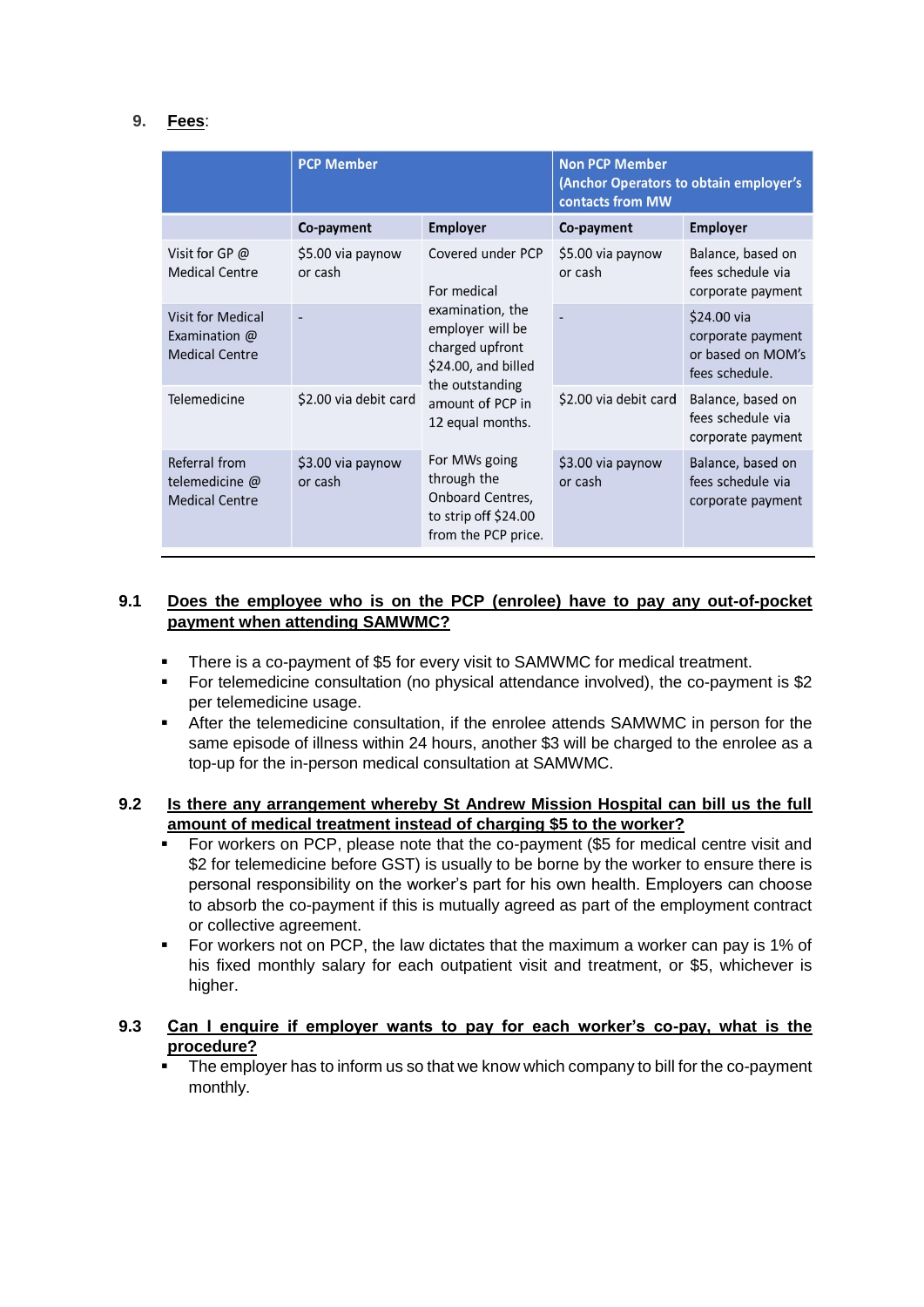## 9. **Fees**:

| | PCP Member | | Non PCP Member (Anchor Operators to obtain employer's contacts from MW) | |
|---|---|---|---|---|
| | **Co-payment** | **Employer** | **Co-payment** | **Employer** |
| Visit for GP @ Medical Centre | $5.00 via paynow or cash | Covered under PCP<br><br>For medical examination, the employer will be charged upfront $24.00, and billed the outstanding amount of PCP in 12 equal months. | $5.00 via paynow or cash | Balance, based on fees schedule via corporate payment |
| Visit for Medical Examination @ Medical Centre | - | | - | $24.00 via corporate payment or based on MOM's fees schedule. |
| Telemedicine | $2.00 via debit card | | $2.00 via debit card | Balance, based on fees schedule via corporate payment |
| Referral from telemedicine @ Medical Centre | $3.00 via paynow or cash | For MWs going through the Onboard Centres, to strip off $24.00 from the PCP price. | $3.00 via paynow or cash | Balance, based on fees schedule via corporate payment |

### 9.1 Does the employee who is on the PCP (enrolee) have to pay any out-of-pocket payment when attending SAMWMC?

- There is a co-payment of $5 for every visit to SAMWMC for medical treatment.
- For telemedicine consultation (no physical attendance involved), the co-payment is $2 per telemedicine usage.
- After the telemedicine consultation, if the enrolee attends SAMWMC in person for the same episode of illness within 24 hours, another $3 will be charged to the enrolee as a top-up for the in-person medical consultation at SAMWMC.

### 9.2 Is there any arrangement whereby St Andrew Mission Hospital can bill us the full amount of medical treatment instead of charging $5 to the worker?

- For workers on PCP, please note that the co-payment ($5 for medical centre visit and $2 for telemedicine before GST) is usually to be borne by the worker to ensure there is personal responsibility on the worker's part for his own health. Employers can choose to absorb the co-payment if this is mutually agreed as part of the employment contract or collective agreement.
- For workers not on PCP, the law dictates that the maximum a worker can pay is 1% of his fixed monthly salary for each outpatient visit and treatment, or $5, whichever is higher.

### 9.3 Can I enquire if employer wants to pay for each worker's co-pay, what is the procedure?

- The employer has to inform us so that we know which company to bill for the co-payment monthly.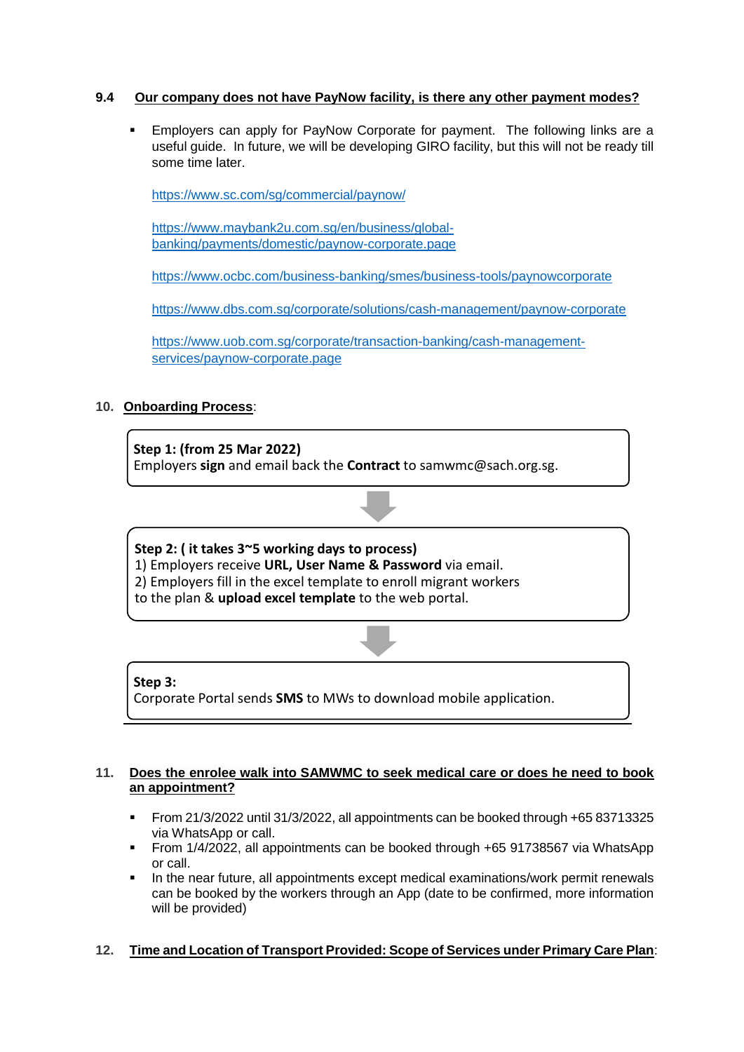### 9.4 <u>Our company does not have PayNow facility, is there any other payment modes?</u>

- Employers can apply for PayNow Corporate for payment. The following links are a useful guide. In future, we will be developing GIRO facility, but this will not be ready till some time later.

  https://www.sc.com/sg/commercial/paynow/

  https://www.maybank2u.com.sg/en/business/global-banking/payments/domestic/paynow-corporate.page

  https://www.ocbc.com/business-banking/smes/business-tools/paynowcorporate

  https://www.dbs.com.sg/corporate/solutions/cash-management/paynow-corporate

  https://www.uob.com.sg/corporate/transaction-banking/cash-management-services/paynow-corporate.page

## 10. <u>Onboarding Process</u>:

**Step 1: (from 25 Mar 2022)**
Employers **sign** and email back the **Contract** to samwmc@sach.org.sg.

↓

**Step 2: ( it takes 3~5 working days to process)**
1) Employers receive **URL, User Name & Password** via email.
2) Employers fill in the excel template to enroll migrant workers to the plan & **upload excel template** to the web portal.

↓

**Step 3:**
Corporate Portal sends **SMS** to MWs to download mobile application.

## 11. <u>Does the enrolee walk into SAMWMC to seek medical care or does he need to book an appointment?</u>

- From 21/3/2022 until 31/3/2022, all appointments can be booked through +65 83713325 via WhatsApp or call.
- From 1/4/2022, all appointments can be booked through +65 91738567 via WhatsApp or call.
- In the near future, all appointments except medical examinations/work permit renewals can be booked by the workers through an App (date to be confirmed, more information will be provided)

## 12. <u>Time and Location of Transport Provided: Scope of Services under Primary Care Plan</u>: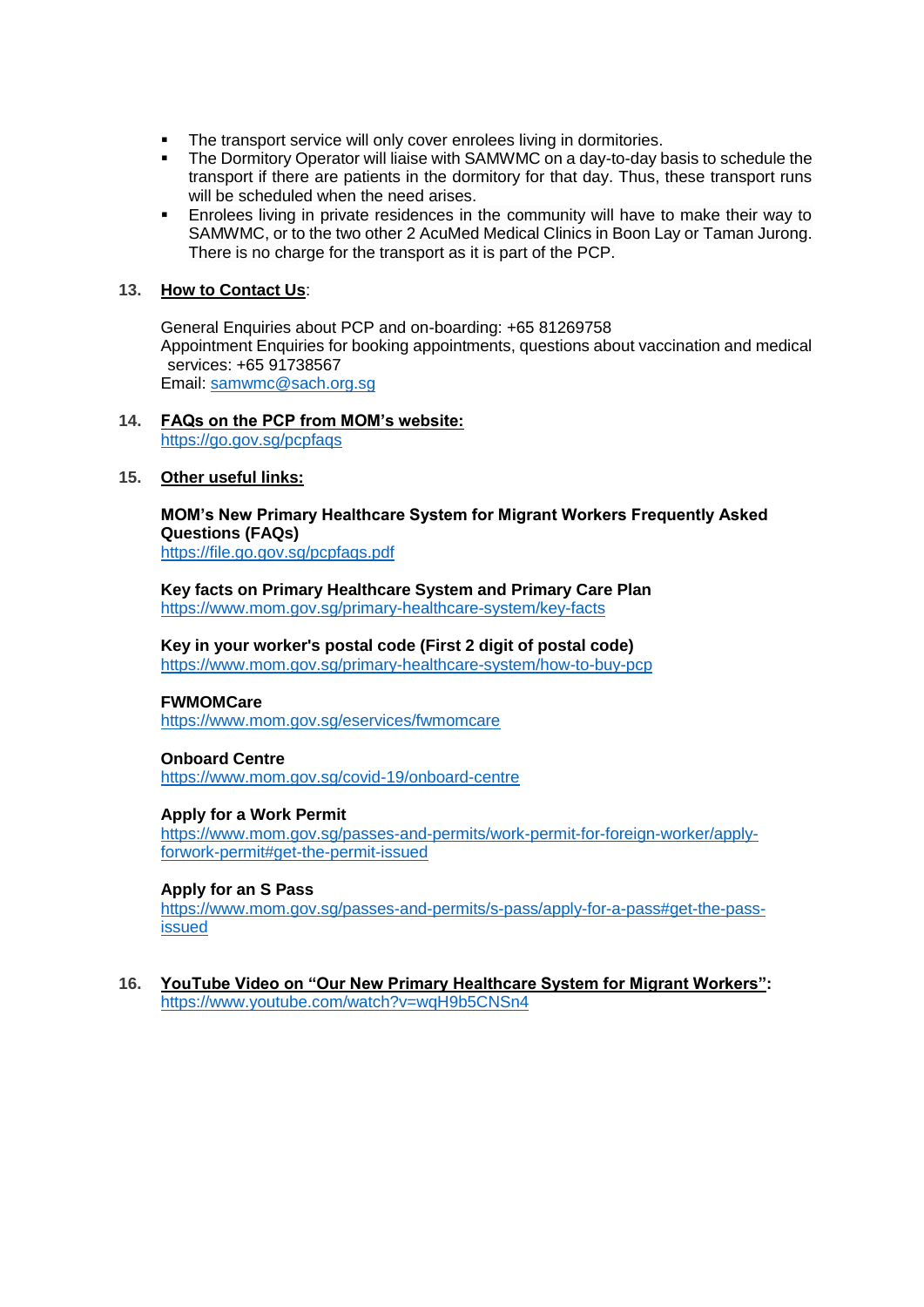- The transport service will only cover enrolees living in dormitories.
- The Dormitory Operator will liaise with SAMWMC on a day-to-day basis to schedule the transport if there are patients in the dormitory for that day. Thus, these transport runs will be scheduled when the need arises.
- Enrolees living in private residences in the community will have to make their way to SAMWMC, or to the two other 2 AcuMed Medical Clinics in Boon Lay or Taman Jurong. There is no charge for the transport as it is part of the PCP.

13. **How to Contact Us**:

    General Enquiries about PCP and on-boarding: +65 81269758
    Appointment Enquiries for booking appointments, questions about vaccination and medical services: +65 91738567
    Email: samwmc@sach.org.sg

14. **FAQs on the PCP from MOM's website:**
    https://go.gov.sg/pcpfaqs

15. **Other useful links:**

    **MOM's New Primary Healthcare System for Migrant Workers Frequently Asked Questions (FAQs)**
    https://file.go.gov.sg/pcpfaqs.pdf

    **Key facts on Primary Healthcare System and Primary Care Plan**
    https://www.mom.gov.sg/primary-healthcare-system/key-facts

    **Key in your worker's postal code (First 2 digit of postal code)**
    https://www.mom.gov.sg/primary-healthcare-system/how-to-buy-pcp

    **FWMOMCare**
    https://www.mom.gov.sg/eservices/fwmomcare

    **Onboard Centre**
    https://www.mom.gov.sg/covid-19/onboard-centre

    **Apply for a Work Permit**
    https://www.mom.gov.sg/passes-and-permits/work-permit-for-foreign-worker/apply-forwork-permit#get-the-permit-issued

    **Apply for an S Pass**
    https://www.mom.gov.sg/passes-and-permits/s-pass/apply-for-a-pass#get-the-pass-issued

16. **YouTube Video on "Our New Primary Healthcare System for Migrant Workers":**
    https://www.youtube.com/watch?v=wqH9b5CNSn4